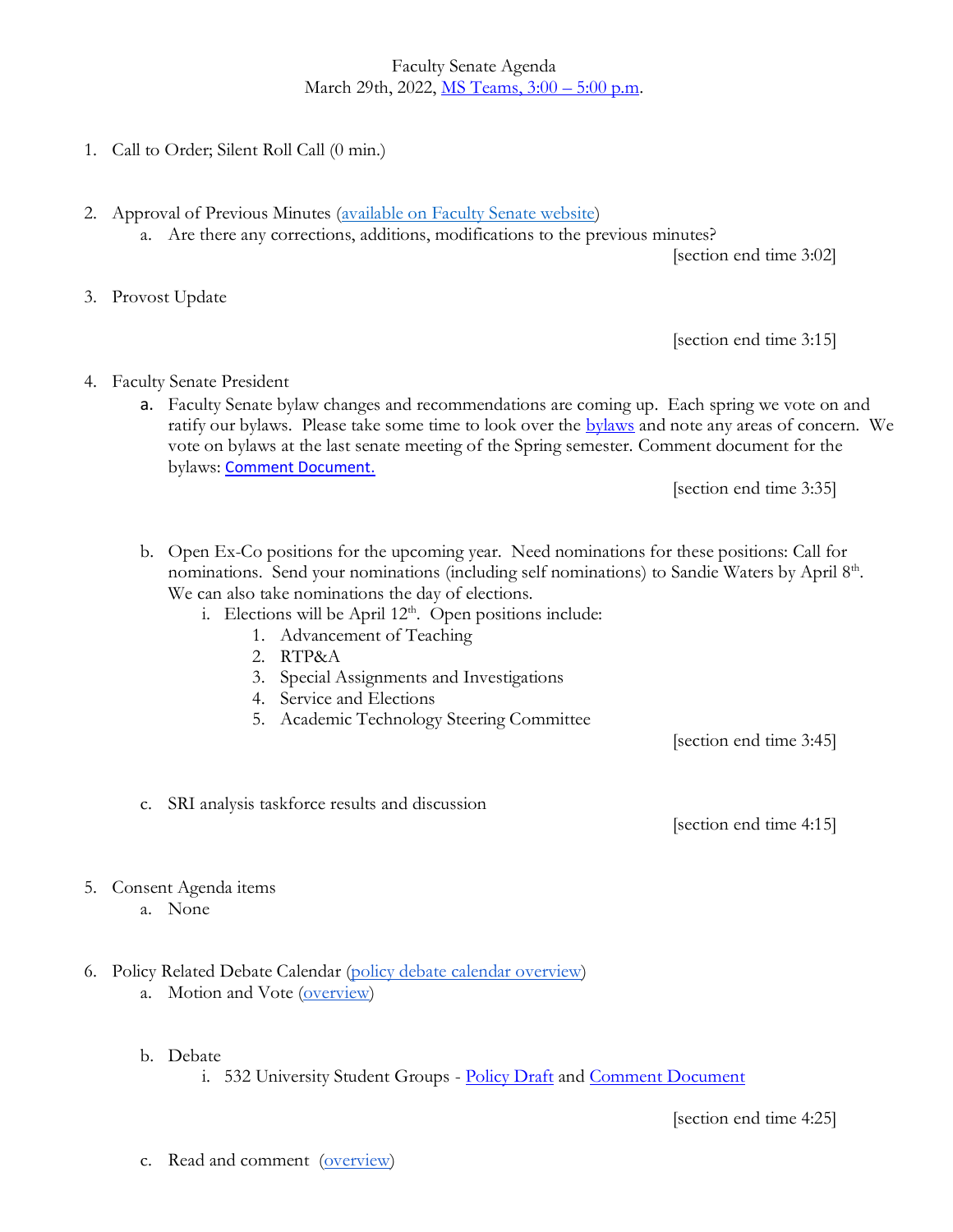Faculty Senate Agenda
March 29th, 2022, MS Teams, 3:00 – 5:00 p.m.

1. Call to Order; Silent Roll Call (0 min.)

2. Approval of Previous Minutes (available on Faculty Senate website)
   a. Are there any corrections, additions, modifications to the previous minutes?

   [section end time 3:02]

3. Provost Update

   [section end time 3:15]

4. Faculty Senate President
   a. Faculty Senate bylaw changes and recommendations are coming up. Each spring we vote on and ratify our bylaws. Please take some time to look over the bylaws and note any areas of concern. We vote on bylaws at the last senate meeting of the Spring semester. Comment document for the bylaws: Comment Document.

   [section end time 3:35]

   b. Open Ex-Co positions for the upcoming year. Need nominations for these positions: Call for nominations. Send your nominations (including self nominations) to Sandie Waters by April 8th. We can also take nominations the day of elections.
      i. Elections will be April 12th. Open positions include:
         1. Advancement of Teaching
         2. RTP&A
         3. Special Assignments and Investigations
         4. Service and Elections
         5. Academic Technology Steering Committee

   [section end time 3:45]

   c. SRI analysis taskforce results and discussion

   [section end time 4:15]

5. Consent Agenda items
   a. None

6. Policy Related Debate Calendar (policy debate calendar overview)
   a. Motion and Vote (overview)

   b. Debate
      i. 532 University Student Groups - Policy Draft and Comment Document

   [section end time 4:25]

   c. Read and comment (overview)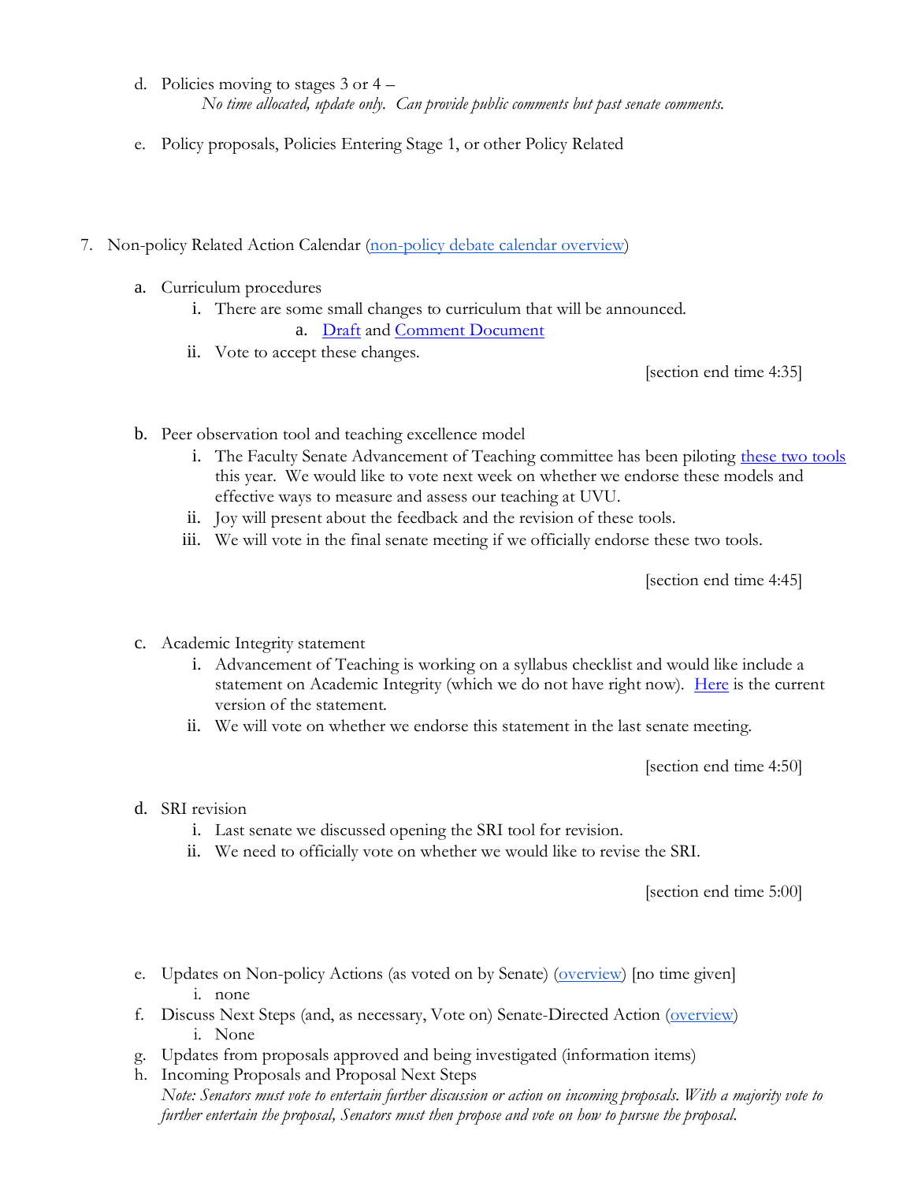d. Policies moving to stages 3 or 4 –
   *No time allocated, update only. Can provide public comments but past senate comments.*

e. Policy proposals, Policies Entering Stage 1, or other Policy Related

7. Non-policy Related Action Calendar (non-policy debate calendar overview)

   a. Curriculum procedures
      i. There are some small changes to curriculum that will be announced.
         a. Draft and Comment Document
      ii. Vote to accept these changes.

   [section end time 4:35]

   b. Peer observation tool and teaching excellence model
      i. The Faculty Senate Advancement of Teaching committee has been piloting these two tools this year. We would like to vote next week on whether we endorse these models and effective ways to measure and assess our teaching at UVU.
      ii. Joy will present about the feedback and the revision of these tools.
      iii. We will vote in the final senate meeting if we officially endorse these two tools.

   [section end time 4:45]

   c. Academic Integrity statement
      i. Advancement of Teaching is working on a syllabus checklist and would like include a statement on Academic Integrity (which we do not have right now). Here is the current version of the statement.
      ii. We will vote on whether we endorse this statement in the last senate meeting.

   [section end time 4:50]

   d. SRI revision
      i. Last senate we discussed opening the SRI tool for revision.
      ii. We need to officially vote on whether we would like to revise the SRI.

   [section end time 5:00]

   e. Updates on Non-policy Actions (as voted on by Senate) (overview) [no time given]
      i. none
   f. Discuss Next Steps (and, as necessary, Vote on) Senate-Directed Action (overview)
      i. None
   g. Updates from proposals approved and being investigated (information items)
   h. Incoming Proposals and Proposal Next Steps
      *Note: Senators must vote to entertain further discussion or action on incoming proposals. With a majority vote to further entertain the proposal, Senators must then propose and vote on how to pursue the proposal.*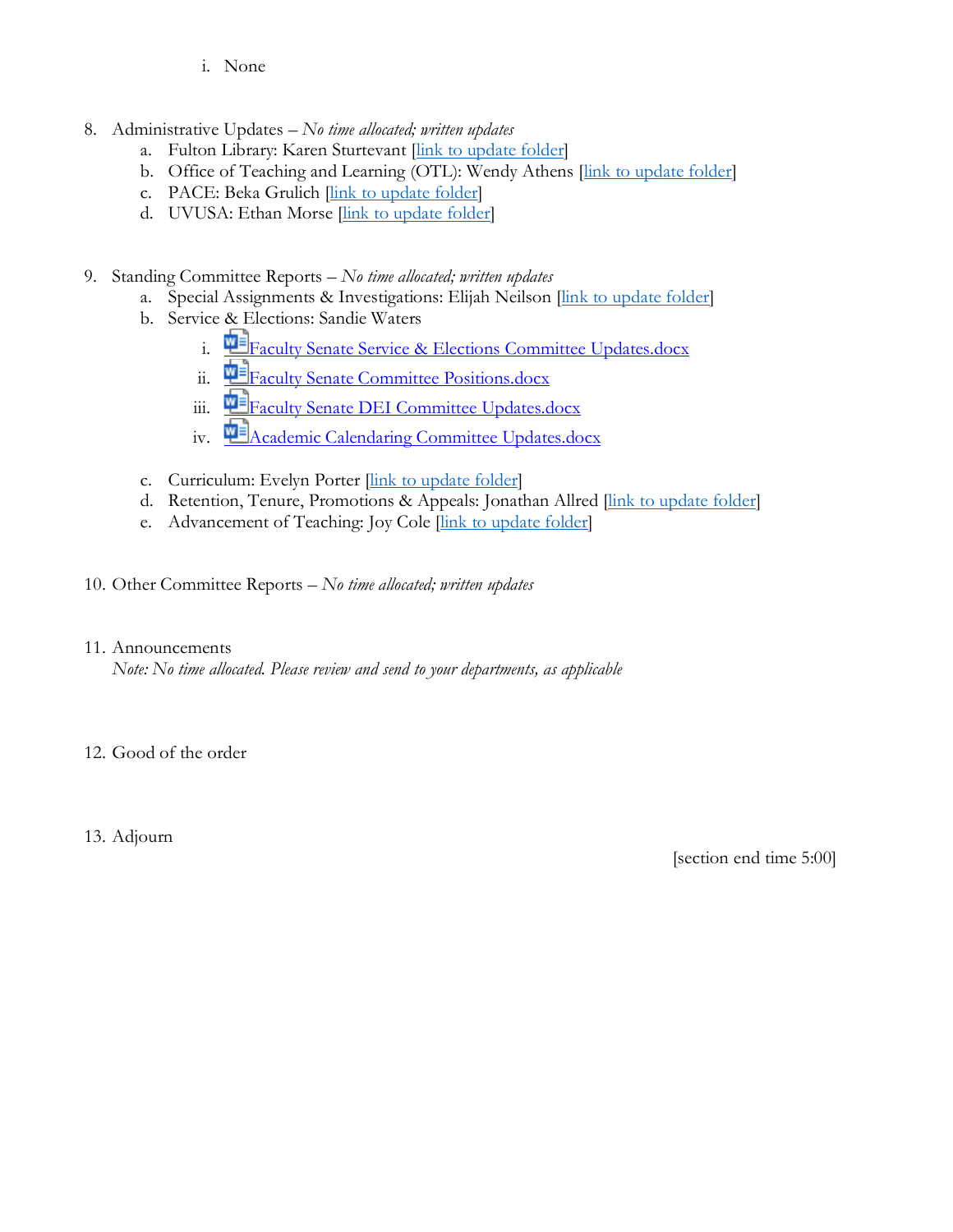i. None

8. Administrative Updates – *No time allocated; written updates*
   a. Fulton Library: Karen Sturtevant [link to update folder]
   b. Office of Teaching and Learning (OTL): Wendy Athens [link to update folder]
   c. PACE: Beka Grulich [link to update folder]
   d. UVUSA: Ethan Morse [link to update folder]

9. Standing Committee Reports – *No time allocated; written updates*
   a. Special Assignments & Investigations: Elijah Neilson [link to update folder]
   b. Service & Elections: Sandie Waters
      i. Faculty Senate Service & Elections Committee Updates.docx
      ii. Faculty Senate Committee Positions.docx
      iii. Faculty Senate DEI Committee Updates.docx
      iv. Academic Calendaring Committee Updates.docx
   c. Curriculum: Evelyn Porter [link to update folder]
   d. Retention, Tenure, Promotions & Appeals: Jonathan Allred [link to update folder]
   e. Advancement of Teaching: Joy Cole [link to update folder]

10. Other Committee Reports – *No time allocated; written updates*

11. Announcements
    *Note: No time allocated. Please review and send to your departments, as applicable*

12. Good of the order

13. Adjourn

[section end time 5:00]